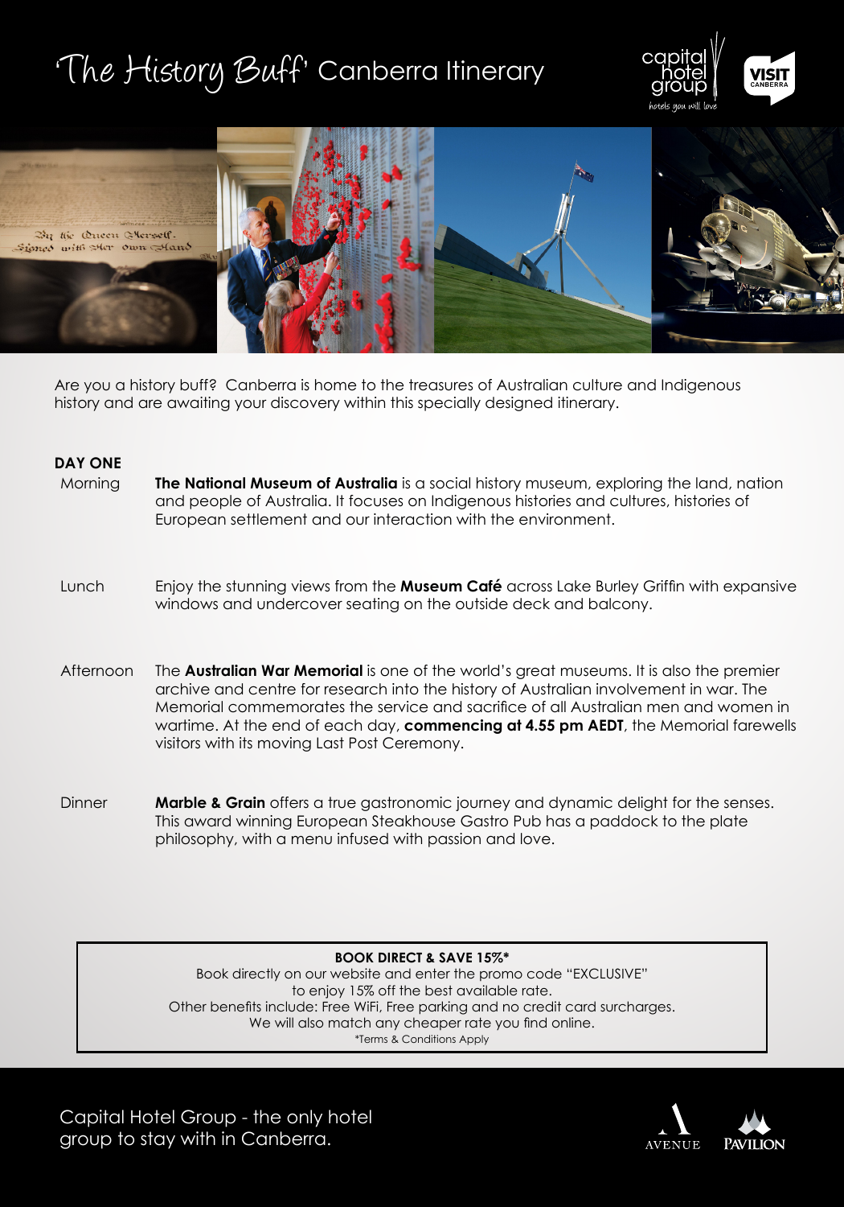# 'The History Buff' Canberra Itinerary

Are you a history buff? Canberra is home to the treasures of Australian culture and Indigenous history and are awaiting your discovery within this specially designed itinerary.

## DAY ONE

**Morning**

**The National Museum of Australia** is a social history museum, exploring the land, nation and people of Australia. It focuses on Indigenous histories and cultures, histories of European settlement and our interaction with the environment.

**Lunch**

Enjoy the stunning views from the **Museum Café** across Lake Burley Griffin with expansive windows and undercover seating on the outside deck and balcony.

**Afternoon**

The **Australian War Memorial** is one of the world's great museums. It is also the premier archive and centre for research into the history of Australian involvement in war. The Memorial commemorates the service and sacrifice of all Australian men and women in wartime. At the end of each day, **commencing at 4.55 pm AEDT**, the Memorial farewells visitors with its moving Last Post Ceremony.

**Dinner**

**Marble & Grain** offers a true gastronomic journey and dynamic delight for the senses. This award winning European Steakhouse Gastro Pub has a paddock to the plate philosophy, with a menu infused with passion and love.

**BOOK DIRECT & SAVE 15%***

Book directly on our website and enter the promo code "EXCLUSIVE" to enjoy 15% off the best available rate.
Other benefits include: Free WiFi, Free parking and no credit card surcharges.
We will also match any cheaper rate you find online.

*Terms & Conditions Apply

Capital Hotel Group - the only hotel group to stay with in Canberra.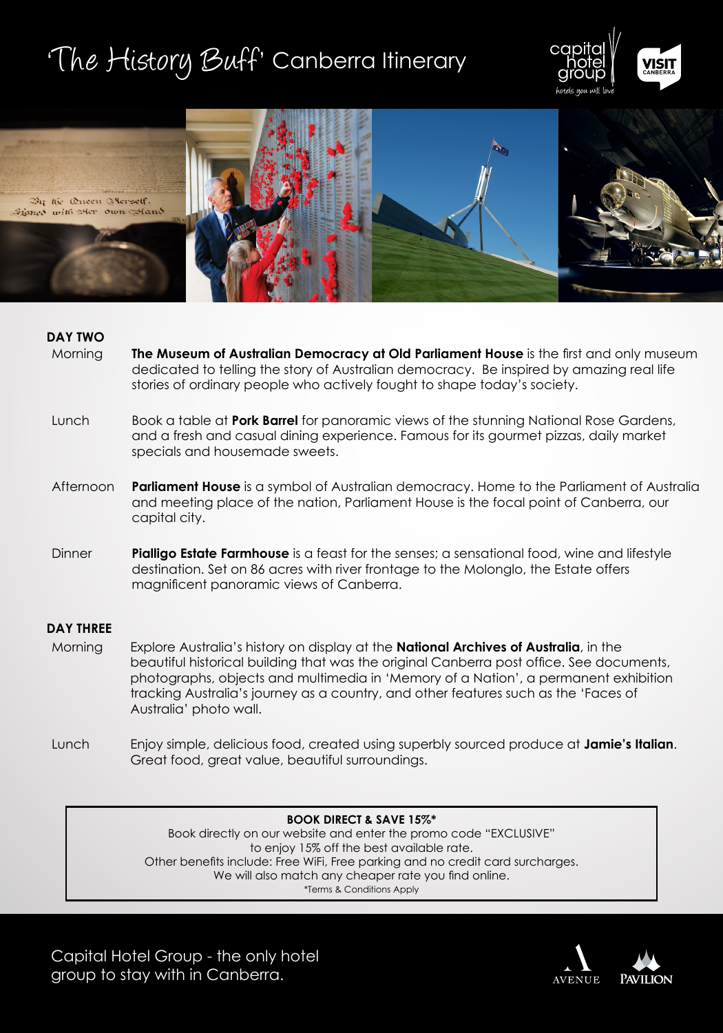# 'The History Buff' Canberra Itinerary

## DAY TWO

**Morning** — **The Museum of Australian Democracy at Old Parliament House** is the first and only museum dedicated to telling the story of Australian democracy. Be inspired by amazing real life stories of ordinary people who actively fought to shape today's society.

**Lunch** — Book a table at **Pork Barrel** for panoramic views of the stunning National Rose Gardens, and a fresh and casual dining experience. Famous for its gourmet pizzas, daily market specials and housemade sweets.

**Afternoon** — **Parliament House** is a symbol of Australian democracy. Home to the Parliament of Australia and meeting place of the nation, Parliament House is the focal point of Canberra, our capital city.

**Dinner** — **Pialligo Estate Farmhouse** is a feast for the senses; a sensational food, wine and lifestyle destination. Set on 86 acres with river frontage to the Molonglo, the Estate offers magnificent panoramic views of Canberra.

## DAY THREE

**Morning** — Explore Australia's history on display at the **National Archives of Australia**, in the beautiful historical building that was the original Canberra post office. See documents, photographs, objects and multimedia in 'Memory of a Nation', a permanent exhibition tracking Australia's journey as a country, and other features such as the 'Faces of Australia' photo wall.

**Lunch** — Enjoy simple, delicious food, created using superbly sourced produce at **Jamie's Italian**. Great food, great value, beautiful surroundings.

**BOOK DIRECT & SAVE 15%***

Book directly on our website and enter the promo code "EXCLUSIVE" to enjoy 15% off the best available rate.
Other benefits include: Free WiFi, Free parking and no credit card surcharges.
We will also match any cheaper rate you find online.

*Terms & Conditions Apply

Capital Hotel Group - the only hotel group to stay with in Canberra.